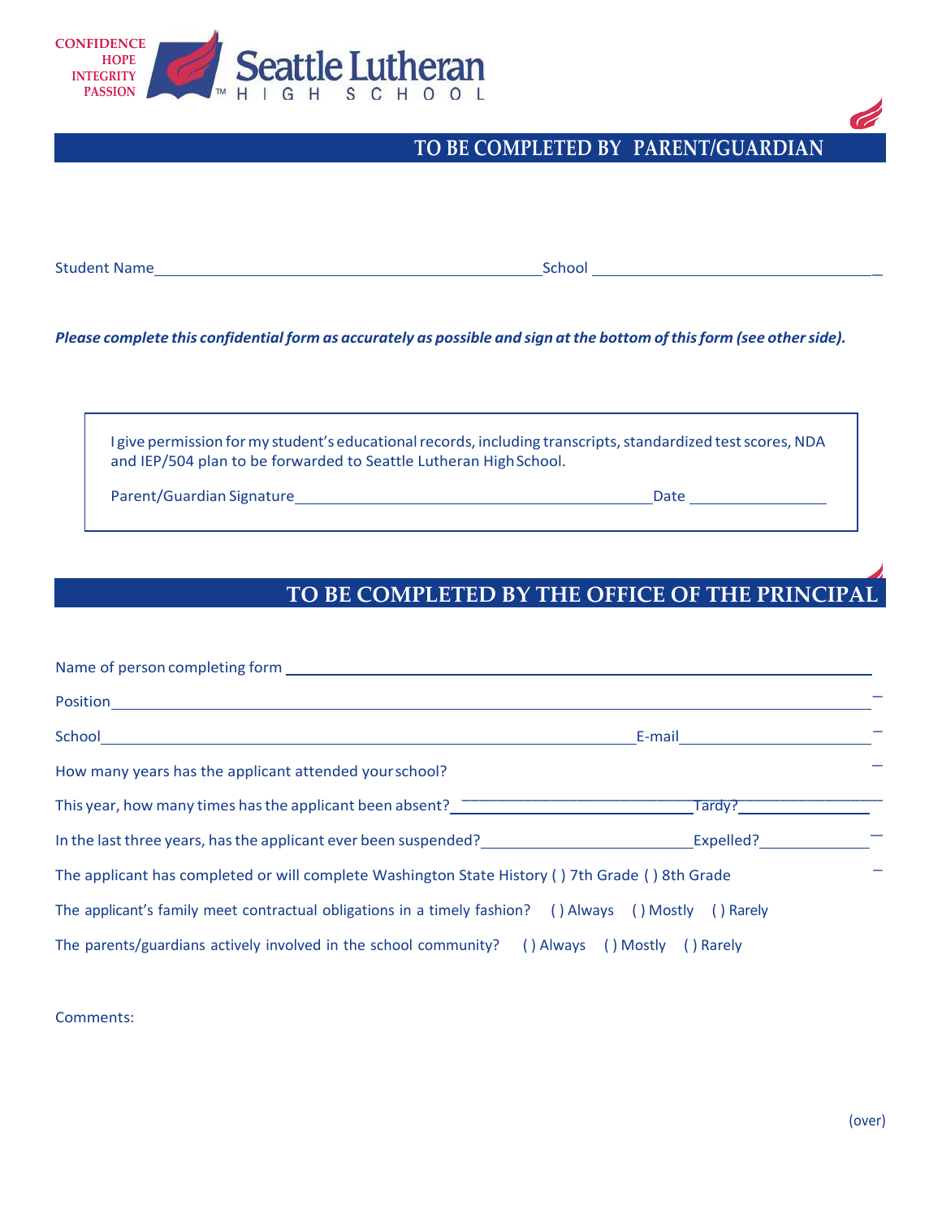CONFIDENCE
HOPE
INTEGRITY
PASSION

Seattle Lutheran HIGH SCHOOL

## TO BE COMPLETED BY PARENT/GUARDIAN

Student Name_______________________________________________ School ___________________________________

***Please complete this confidential form as accurately as possible and sign at the bottom of this form (see other side).***

> I give permission for my student's educational records, including transcripts, standardized test scores, NDA and IEP/504 plan to be forwarded to Seattle Lutheran High School.
>
> Parent/Guardian Signature___________________________________________ Date ________________

## TO BE COMPLETED BY THE OFFICE OF THE PRINCIPAL

Name of person completing form ______________________________________________________________________

Position__________________________________________________________________________________________

School____________________________________________________________ E-mail______________________

How many years has the applicant attended your school?

This year, how many times has the applicant been absent? ___________________________ Tardy?_______________

In the last three years, has the applicant ever been suspended? ________________________ Expelled?_____________

The applicant has completed or will complete Washington State History ( ) 7th Grade ( ) 8th Grade

The applicant's family meet contractual obligations in a timely fashion? ( ) Always ( ) Mostly ( ) Rarely

The parents/guardians actively involved in the school community? ( ) Always ( ) Mostly ( ) Rarely

Comments:

(over)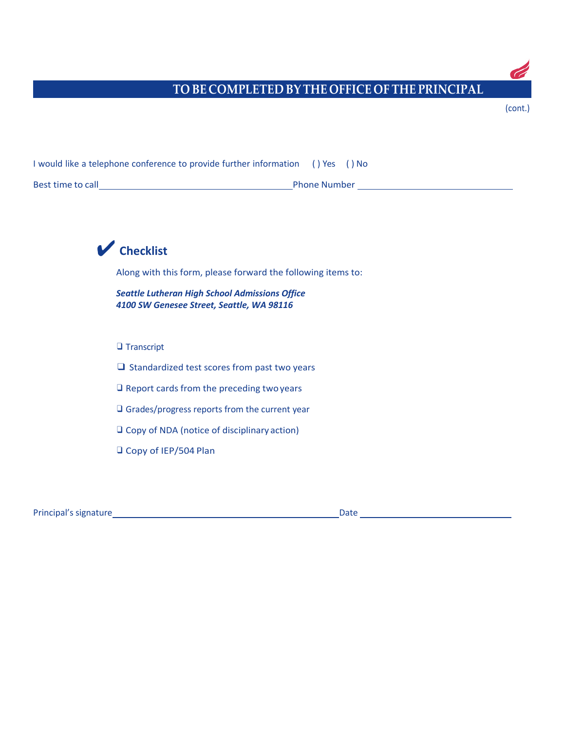## TO BE COMPLETED BY THE OFFICE OF THE PRINCIPAL

(cont.)

I would like a telephone conference to provide further information ( ) Yes ( ) No

Best time to call\_\_\_\_\_\_\_\_\_\_\_\_\_\_\_\_\_\_\_\_\_\_\_\_\_\_\_\_\_\_\_\_\_\_\_\_Phone Number \_\_\_\_\_\_\_\_\_\_\_\_\_\_\_\_\_\_\_\_\_\_\_\_\_\_\_\_\_\_

### ✔ Checklist

Along with this form, please forward the following items to:

***Seattle Lutheran High School Admissions Office***
***4100 SW Genesee Street, Seattle, WA 98116***

- ❑ Transcript
- ❑ Standardized test scores from past two years
- ❑ Report cards from the preceding two years
- ❑ Grades/progress reports from the current year
- ❑ Copy of NDA (notice of disciplinary action)
- ❑ Copy of IEP/504 Plan

Principal's signature\_\_\_\_\_\_\_\_\_\_\_\_\_\_\_\_\_\_\_\_\_\_\_\_\_\_\_\_\_\_\_\_\_\_\_\_\_\_\_\_\_\_Date \_\_\_\_\_\_\_\_\_\_\_\_\_\_\_\_\_\_\_\_\_\_\_\_\_\_\_\_\_\_